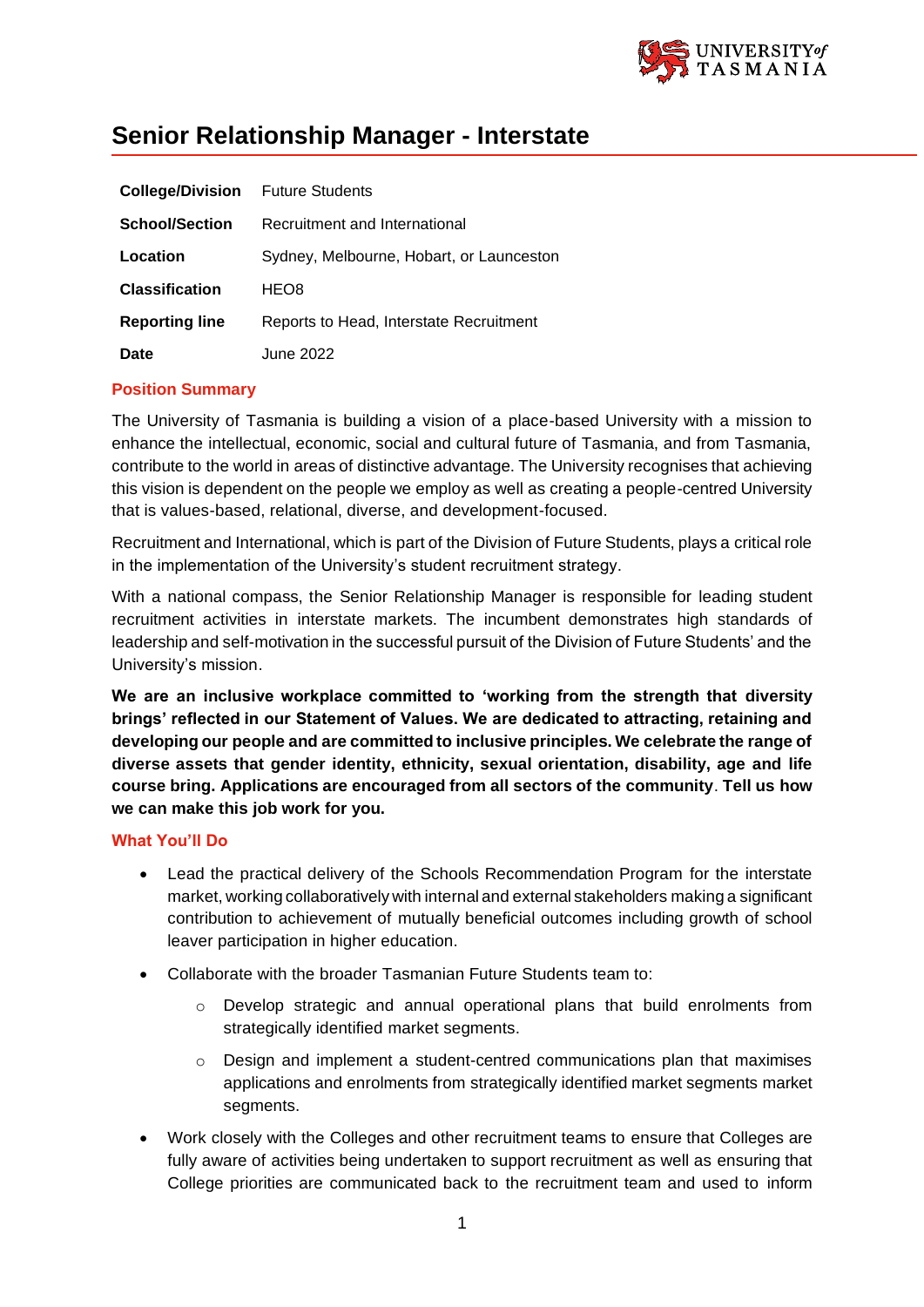# Senior Relationship Manager - Interstate

| | |
|---|---|
| **College/Division** | Future Students |
| **School/Section** | Recruitment and International |
| **Location** | Sydney, Melbourne, Hobart, or Launceston |
| **Classification** | HEO8 |
| **Reporting line** | Reports to Head, Interstate Recruitment |
| **Date** | June 2022 |

## Position Summary

The University of Tasmania is building a vision of a place-based University with a mission to enhance the intellectual, economic, social and cultural future of Tasmania, and from Tasmania, contribute to the world in areas of distinctive advantage. The University recognises that achieving this vision is dependent on the people we employ as well as creating a people-centred University that is values-based, relational, diverse, and development-focused.

Recruitment and International, which is part of the Division of Future Students, plays a critical role in the implementation of the University's student recruitment strategy.

With a national compass, the Senior Relationship Manager is responsible for leading student recruitment activities in interstate markets. The incumbent demonstrates high standards of leadership and self-motivation in the successful pursuit of the Division of Future Students' and the University's mission.

**We are an inclusive workplace committed to 'working from the strength that diversity brings' reflected in our Statement of Values. We are dedicated to attracting, retaining and developing our people and are committed to inclusive principles. We celebrate the range of diverse assets that gender identity, ethnicity, sexual orientation, disability, age and life course bring. Applications are encouraged from all sectors of the community. Tell us how we can make this job work for you.**

## What You'll Do

- Lead the practical delivery of the Schools Recommendation Program for the interstate market, working collaboratively with internal and external stakeholders making a significant contribution to achievement of mutually beneficial outcomes including growth of school leaver participation in higher education.
- Collaborate with the broader Tasmanian Future Students team to:
  - Develop strategic and annual operational plans that build enrolments from strategically identified market segments.
  - Design and implement a student-centred communications plan that maximises applications and enrolments from strategically identified market segments market segments.
- Work closely with the Colleges and other recruitment teams to ensure that Colleges are fully aware of activities being undertaken to support recruitment as well as ensuring that College priorities are communicated back to the recruitment team and used to inform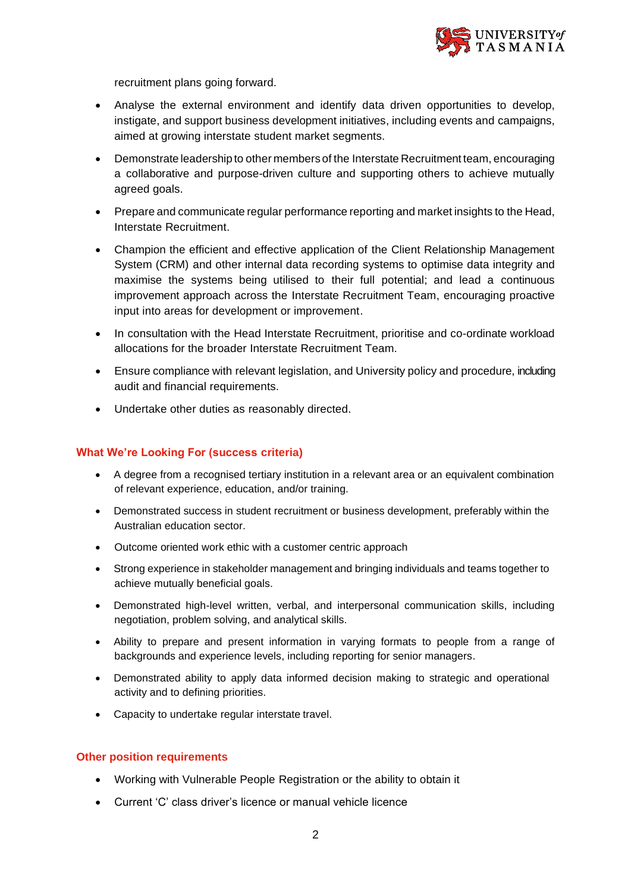recruitment plans going forward.

- Analyse the external environment and identify data driven opportunities to develop, instigate, and support business development initiatives, including events and campaigns, aimed at growing interstate student market segments.
- Demonstrate leadership to other members of the Interstate Recruitment team, encouraging a collaborative and purpose-driven culture and supporting others to achieve mutually agreed goals.
- Prepare and communicate regular performance reporting and market insights to the Head, Interstate Recruitment.
- Champion the efficient and effective application of the Client Relationship Management System (CRM) and other internal data recording systems to optimise data integrity and maximise the systems being utilised to their full potential; and lead a continuous improvement approach across the Interstate Recruitment Team, encouraging proactive input into areas for development or improvement.
- In consultation with the Head Interstate Recruitment, prioritise and co-ordinate workload allocations for the broader Interstate Recruitment Team.
- Ensure compliance with relevant legislation, and University policy and procedure, including audit and financial requirements.
- Undertake other duties as reasonably directed.

## What We're Looking For (success criteria)

- A degree from a recognised tertiary institution in a relevant area or an equivalent combination of relevant experience, education, and/or training.
- Demonstrated success in student recruitment or business development, preferably within the Australian education sector.
- Outcome oriented work ethic with a customer centric approach
- Strong experience in stakeholder management and bringing individuals and teams together to achieve mutually beneficial goals.
- Demonstrated high-level written, verbal, and interpersonal communication skills, including negotiation, problem solving, and analytical skills.
- Ability to prepare and present information in varying formats to people from a range of backgrounds and experience levels, including reporting for senior managers.
- Demonstrated ability to apply data informed decision making to strategic and operational activity and to defining priorities.
- Capacity to undertake regular interstate travel.

## Other position requirements

- Working with Vulnerable People Registration or the ability to obtain it
- Current 'C' class driver's licence or manual vehicle licence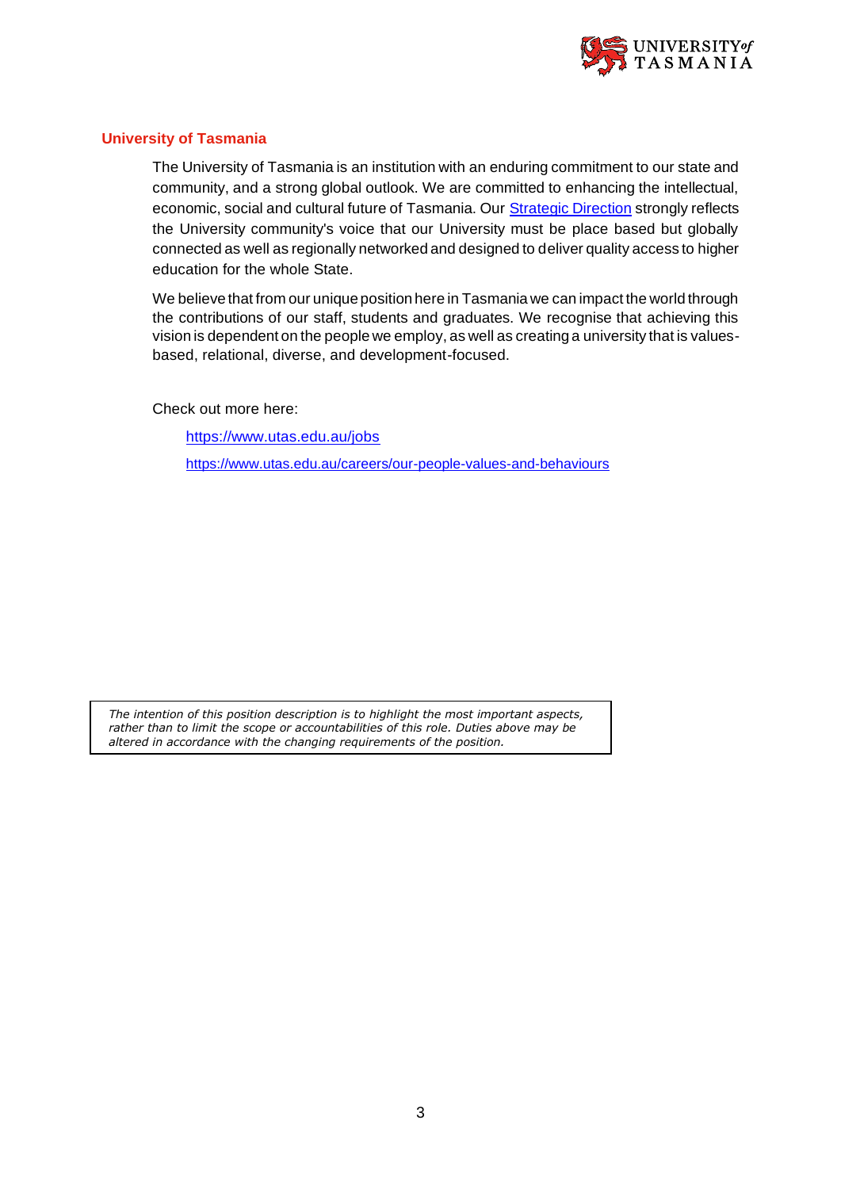## University of Tasmania

The University of Tasmania is an institution with an enduring commitment to our state and community, and a strong global outlook. We are committed to enhancing the intellectual, economic, social and cultural future of Tasmania. Our Strategic Direction strongly reflects the University community's voice that our University must be place based but globally connected as well as regionally networked and designed to deliver quality access to higher education for the whole State.

We believe that from our unique position here in Tasmania we can impact the world through the contributions of our staff, students and graduates. We recognise that achieving this vision is dependent on the people we employ, as well as creating a university that is values-based, relational, diverse, and development-focused.

Check out more here:

https://www.utas.edu.au/jobs

https://www.utas.edu.au/careers/our-people-values-and-behaviours

*The intention of this position description is to highlight the most important aspects, rather than to limit the scope or accountabilities of this role. Duties above may be altered in accordance with the changing requirements of the position.*